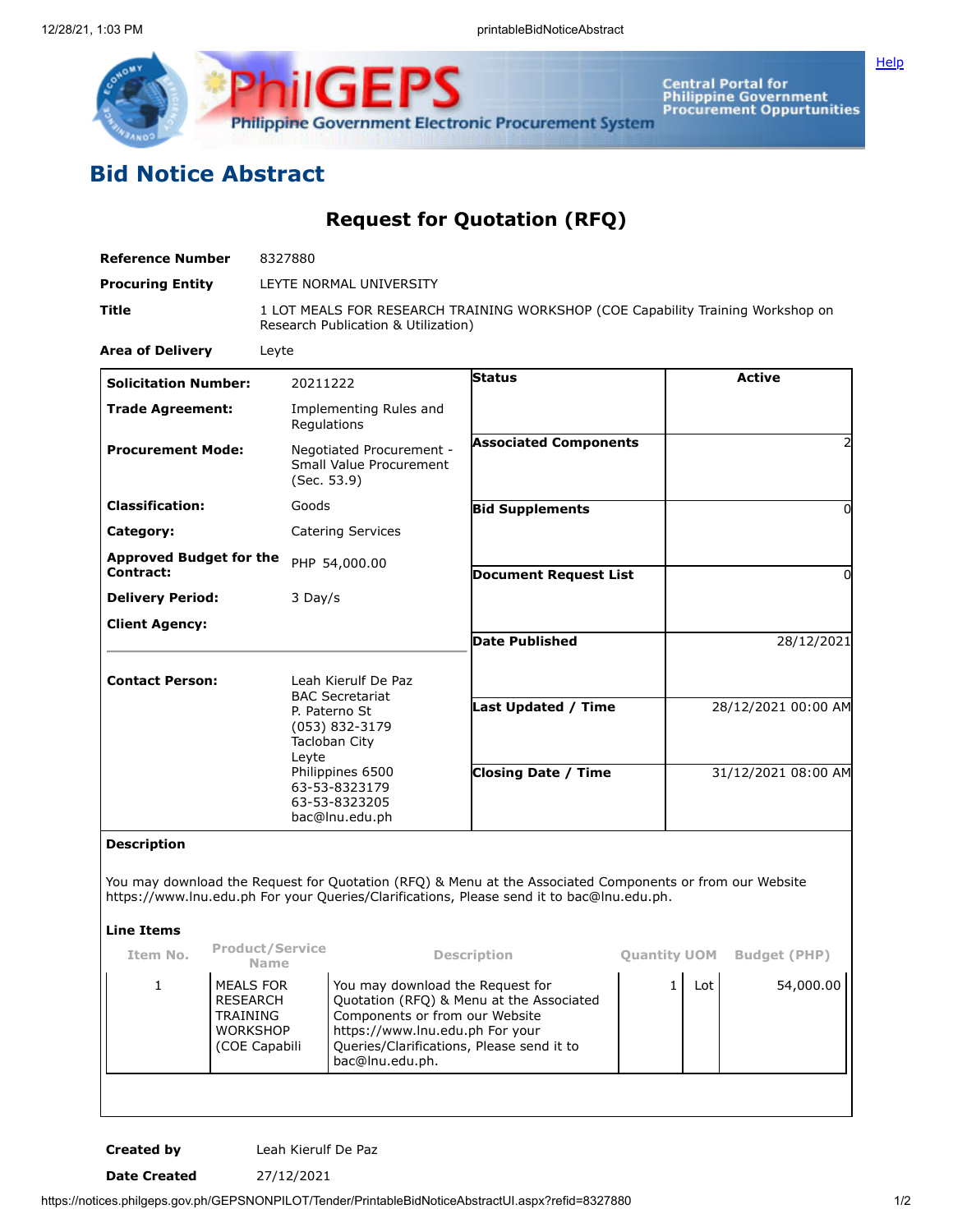# Bid Notice Abstract

## Request for Quotation (RFQ)

| | |
|---|---|
| **Reference Number** | 8327880 |
| **Procuring Entity** | LEYTE NORMAL UNIVERSITY |
| **Title** | 1 LOT MEALS FOR RESEARCH TRAINING WORKSHOP (COE Capability Training Workshop on Research Publication & Utilization) |
| **Area of Delivery** | Leyte |

| | | | |
|---|---|---|---|
| **Solicitation Number:** | 20211222 | **Status** | Active |
| **Trade Agreement:** | Implementing Rules and Regulations | **Associated Components** | 2 |
| **Procurement Mode:** | Negotiated Procurement - Small Value Procurement (Sec. 53.9) | **Bid Supplements** | 0 |
| **Classification:** | Goods | **Document Request List** | 0 |
| **Category:** | Catering Services | **Date Published** | 28/12/2021 |
| **Approved Budget for the Contract:** | PHP 54,000.00 | **Last Updated / Time** | 28/12/2021 00:00 AM |
| **Delivery Period:** | 3 Day/s | **Closing Date / Time** | 31/12/2021 08:00 AM |
| **Client Agency:** | | | |
| **Contact Person:** | Leah Kierulf De Paz<br>BAC Secretariat<br>P. Paterno St<br>(053) 832-3179<br>Tacloban City<br>Leyte<br>Philippines 6500<br>63-53-8323179<br>63-53-8323205<br>bac@lnu.edu.ph | | |

**Description**

You may download the Request for Quotation (RFQ) & Menu at the Associated Components or from our Website https://www.lnu.edu.ph For your Queries/Clarifications, Please send it to bac@lnu.edu.ph.

**Line Items**

| Item No. | Product/Service Name | Description | Quantity | UOM | Budget (PHP) |
|---|---|---|---|---|---|
| 1 | MEALS FOR RESEARCH TRAINING WORKSHOP (COE Capabili | You may download the Request for Quotation (RFQ) & Menu at the Associated Components or from our Website https://www.lnu.edu.ph For your Queries/Clarifications, Please send it to bac@lnu.edu.ph. | 1 | Lot | 54,000.00 |

| | |
|---|---|
| **Created by** | Leah Kierulf De Paz |
| **Date Created** | 27/12/2021 |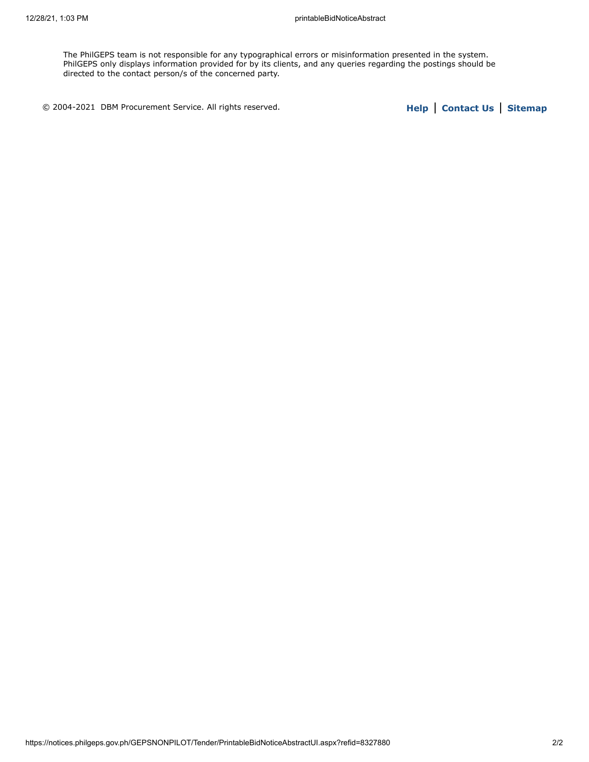The PhilGEPS team is not responsible for any typographical errors or misinformation presented in the system. PhilGEPS only displays information provided for by its clients, and any queries regarding the postings should be directed to the contact person/s of the concerned party.

© 2004-2021 DBM Procurement Service. All rights reserved.

**Help** | **Contact Us** | **Sitemap**